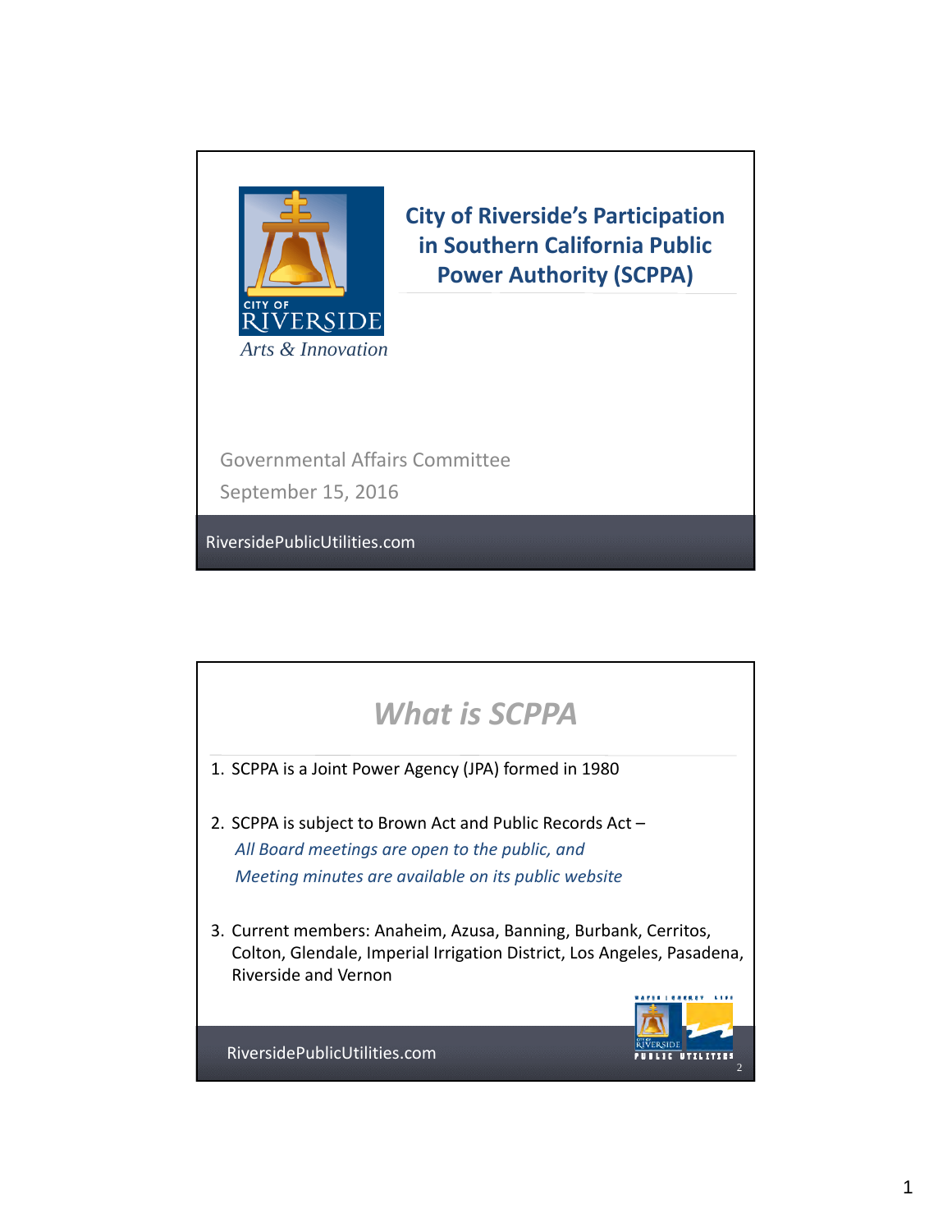# City of Riverside's Participation in Southern California Public Power Authority (SCPPA)

CITY OF RIVERSIDE

*Arts & Innovation*

Governmental Affairs Committee

September 15, 2016

RiversidePublicUtilities.com

## *What is SCPPA*

1. SCPPA is a Joint Power Agency (JPA) formed in 1980
2. SCPPA is subject to Brown Act and Public Records Act –
   *All Board meetings are open to the public, and*
   *Meeting minutes are available on its public website*
3. Current members: Anaheim, Azusa, Banning, Burbank, Cerritos, Colton, Glendale, Imperial Irrigation District, Los Angeles, Pasadena, Riverside and Vernon

RiversidePublicUtilities.com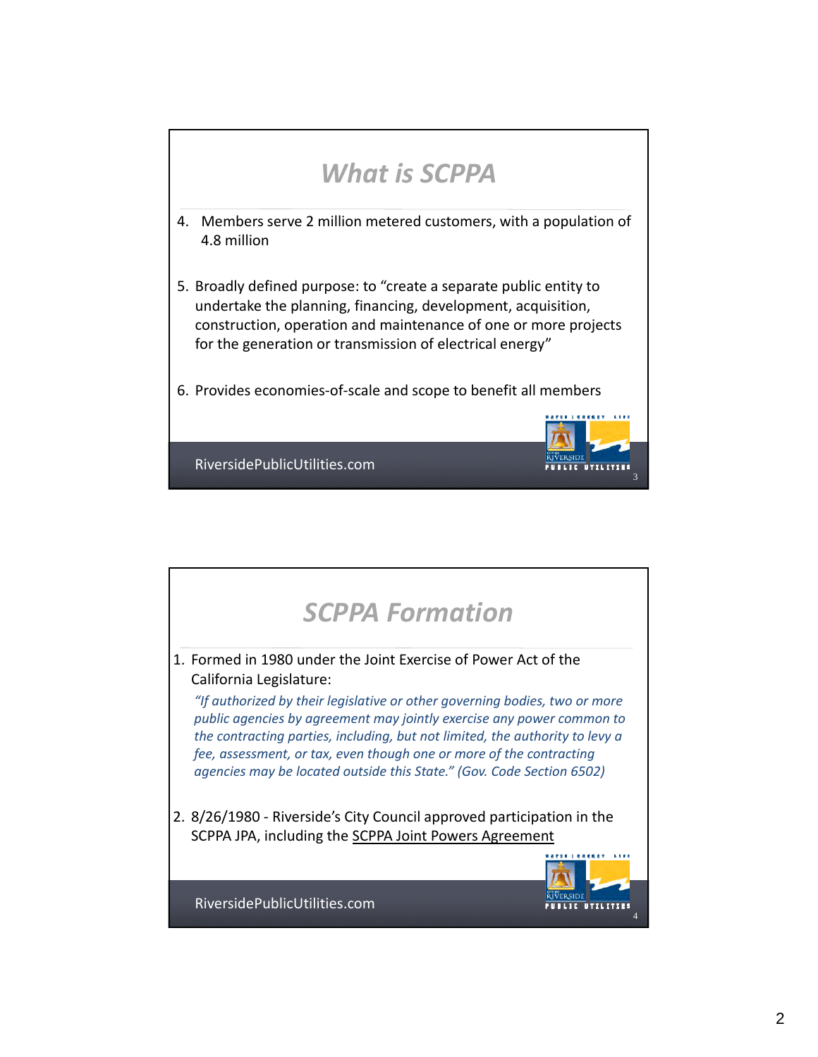## What is SCPPA

4. Members serve 2 million metered customers, with a population of 4.8 million

5. Broadly defined purpose: to "create a separate public entity to undertake the planning, financing, development, acquisition, construction, operation and maintenance of one or more projects for the generation or transmission of electrical energy"

6. Provides economies-of-scale and scope to benefit all members

RiversidePublicUtilities.com

## SCPPA Formation

1. Formed in 1980 under the Joint Exercise of Power Act of the California Legislature:

   *"If authorized by their legislative or other governing bodies, two or more public agencies by agreement may jointly exercise any power common to the contracting parties, including, but not limited, the authority to levy a fee, assessment, or tax, even though one or more of the contracting agencies may be located outside this State." (Gov. Code Section 6502)*

2. 8/26/1980 - Riverside's City Council approved participation in the SCPPA JPA, including the SCPPA Joint Powers Agreement

RiversidePublicUtilities.com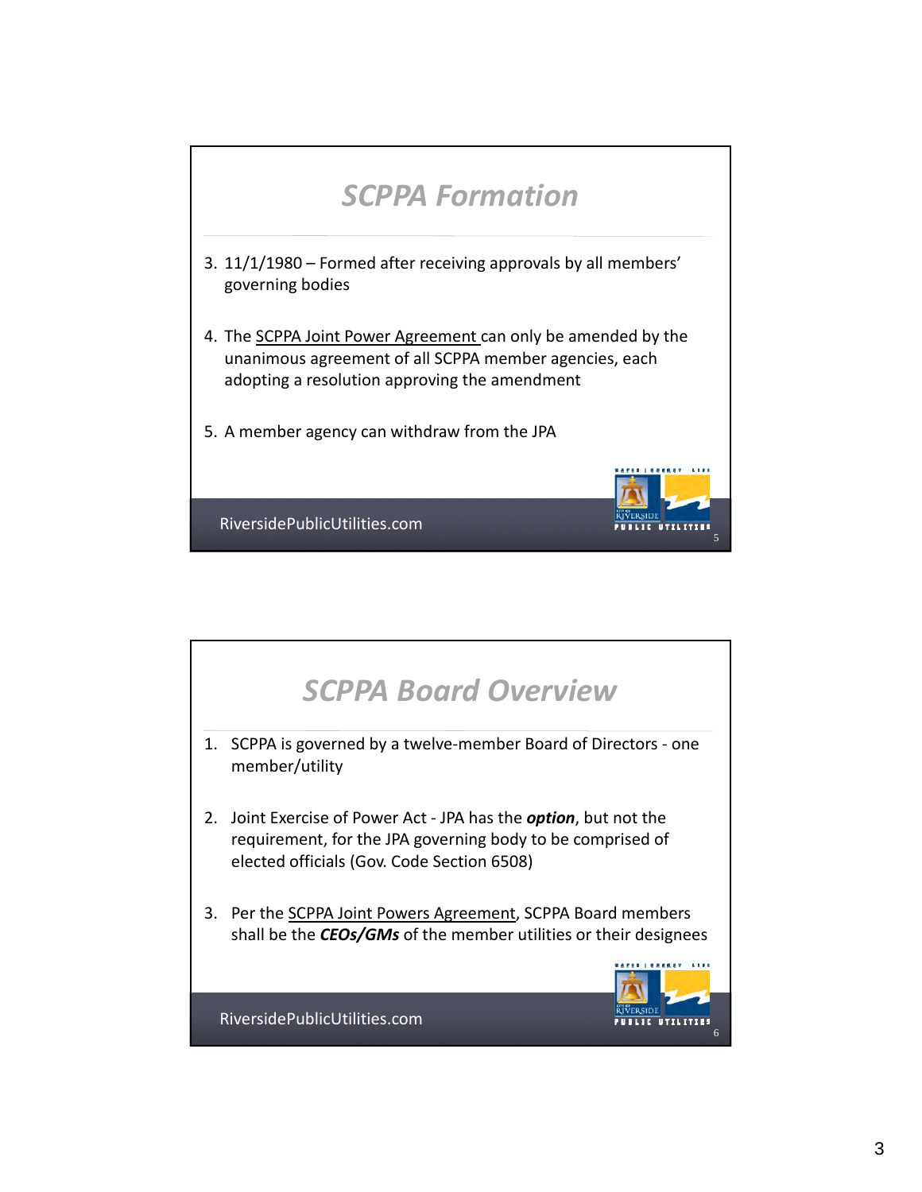## SCPPA Formation

3. 11/1/1980 – Formed after receiving approvals by all members' governing bodies

4. The SCPPA Joint Power Agreement can only be amended by the unanimous agreement of all SCPPA member agencies, each adopting a resolution approving the amendment

5. A member agency can withdraw from the JPA

RiversidePublicUtilities.com

## SCPPA Board Overview

1. SCPPA is governed by a twelve-member Board of Directors - one member/utility

2. Joint Exercise of Power Act - JPA has the ***option***, but not the requirement, for the JPA governing body to be comprised of elected officials (Gov. Code Section 6508)

3. Per the SCPPA Joint Powers Agreement, SCPPA Board members shall be the ***CEOs/GMs*** of the member utilities or their designees

RiversidePublicUtilities.com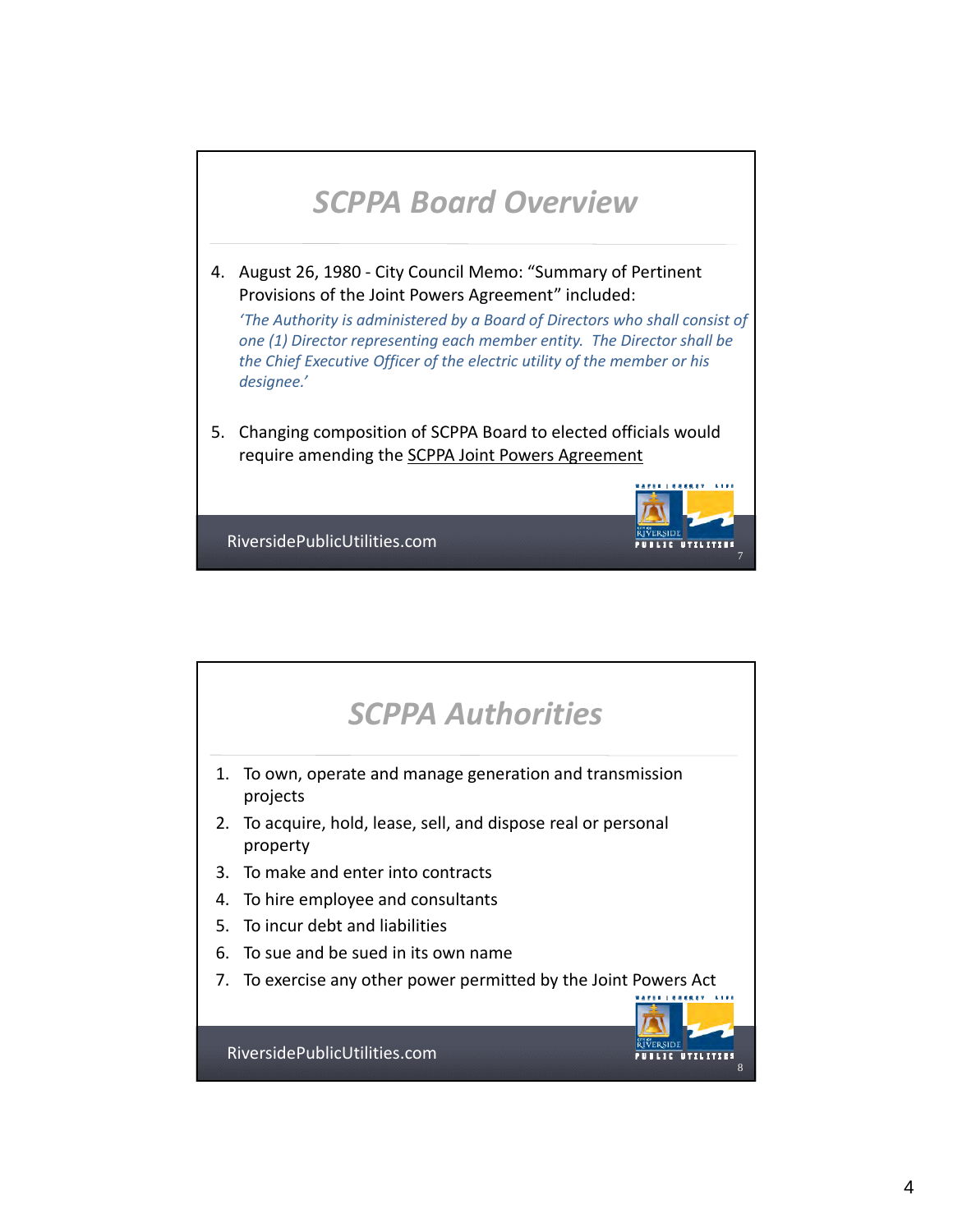## SCPPA Board Overview

4. August 26, 1980 - City Council Memo: "Summary of Pertinent Provisions of the Joint Powers Agreement" included:

   *'The Authority is administered by a Board of Directors who shall consist of one (1) Director representing each member entity. The Director shall be the Chief Executive Officer of the electric utility of the member or his designee.'*

5. Changing composition of SCPPA Board to elected officials would require amending the SCPPA Joint Powers Agreement

RiversidePublicUtilities.com

## SCPPA Authorities

1. To own, operate and manage generation and transmission projects
2. To acquire, hold, lease, sell, and dispose real or personal property
3. To make and enter into contracts
4. To hire employee and consultants
5. To incur debt and liabilities
6. To sue and be sued in its own name
7. To exercise any other power permitted by the Joint Powers Act

RiversidePublicUtilities.com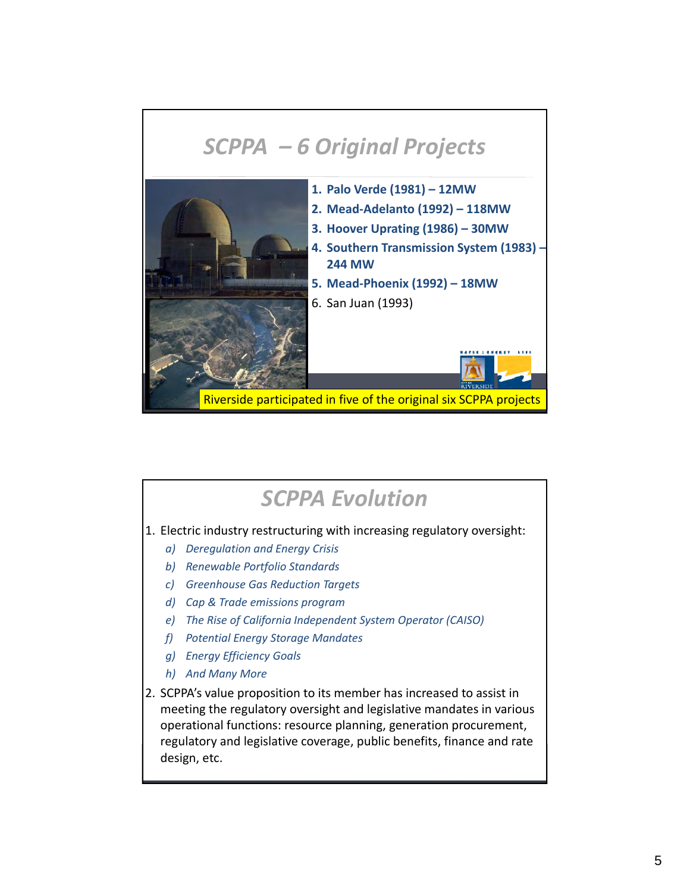## SCPPA – 6 Original Projects

1. **Palo Verde (1981) – 12MW**
2. **Mead-Adelanto (1992) – 118MW**
3. **Hoover Uprating (1986) – 30MW**
4. **Southern Transmission System (1983) – 244 MW**
5. **Mead-Phoenix (1992) – 18MW**
6. San Juan (1993)

Riverside participated in five of the original six SCPPA projects

## SCPPA Evolution

1. Electric industry restructuring with increasing regulatory oversight:
   a) *Deregulation and Energy Crisis*
   b) *Renewable Portfolio Standards*
   c) *Greenhouse Gas Reduction Targets*
   d) *Cap & Trade emissions program*
   e) *The Rise of California Independent System Operator (CAISO)*
   f) *Potential Energy Storage Mandates*
   g) *Energy Efficiency Goals*
   h) *And Many More*
2. SCPPA's value proposition to its member has increased to assist in meeting the regulatory oversight and legislative mandates in various operational functions: resource planning, generation procurement, regulatory and legislative coverage, public benefits, finance and rate design, etc.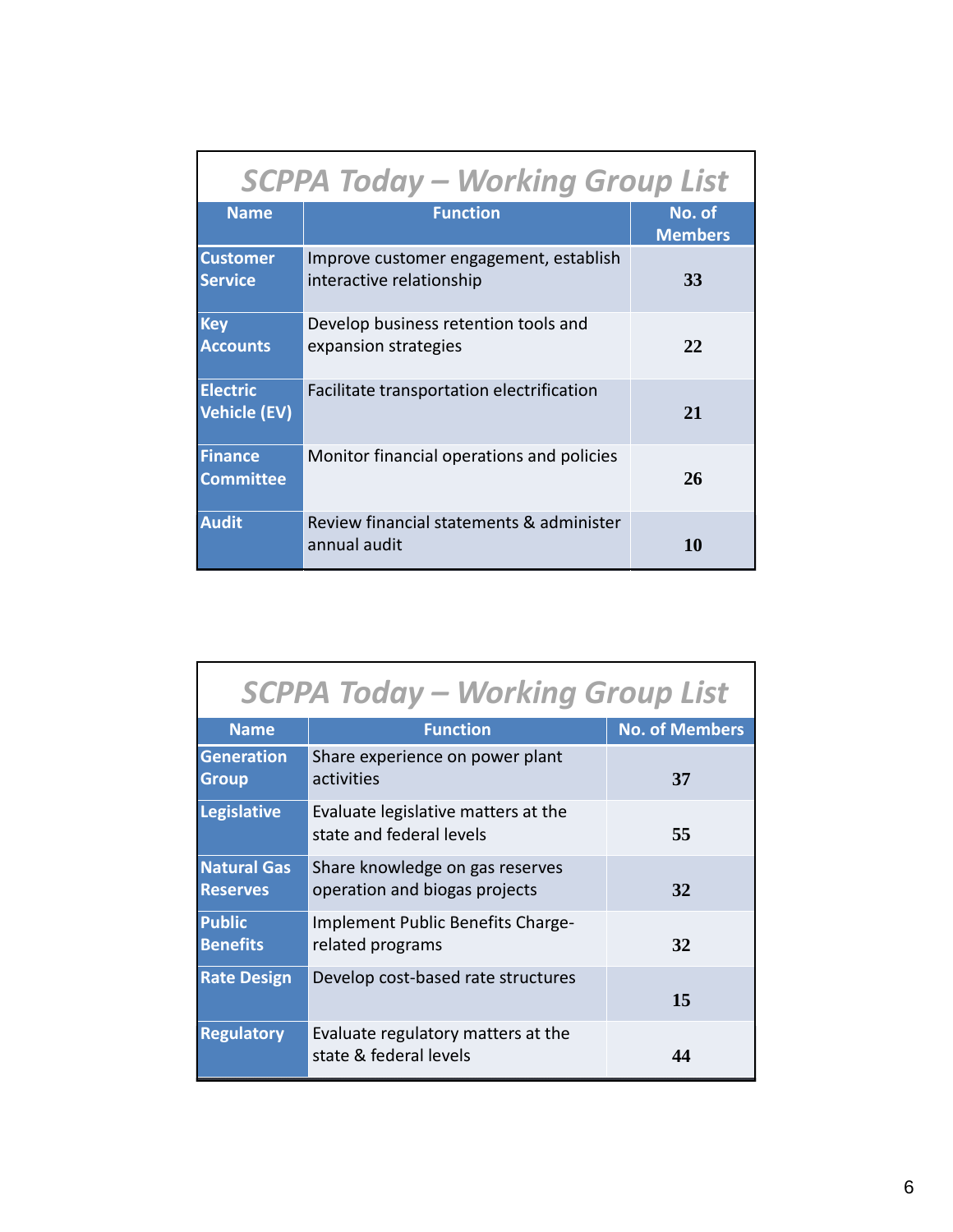## SCPPA Today – Working Group List

| Name | Function | No. of Members |
|---|---|---|
| **Customer Service** | Improve customer engagement, establish interactive relationship | 33 |
| **Key Accounts** | Develop business retention tools and expansion strategies | 22 |
| **Electric Vehicle (EV)** | Facilitate transportation electrification | 21 |
| **Finance Committee** | Monitor financial operations and policies | 26 |
| **Audit** | Review financial statements & administer annual audit | 10 |

## SCPPA Today – Working Group List

| Name | Function | No. of Members |
|---|---|---|
| **Generation Group** | Share experience on power plant activities | 37 |
| **Legislative** | Evaluate legislative matters at the state and federal levels | 55 |
| **Natural Gas Reserves** | Share knowledge on gas reserves operation and biogas projects | 32 |
| **Public Benefits** | Implement Public Benefits Charge-related programs | 32 |
| **Rate Design** | Develop cost-based rate structures | 15 |
| **Regulatory** | Evaluate regulatory matters at the state & federal levels | 44 |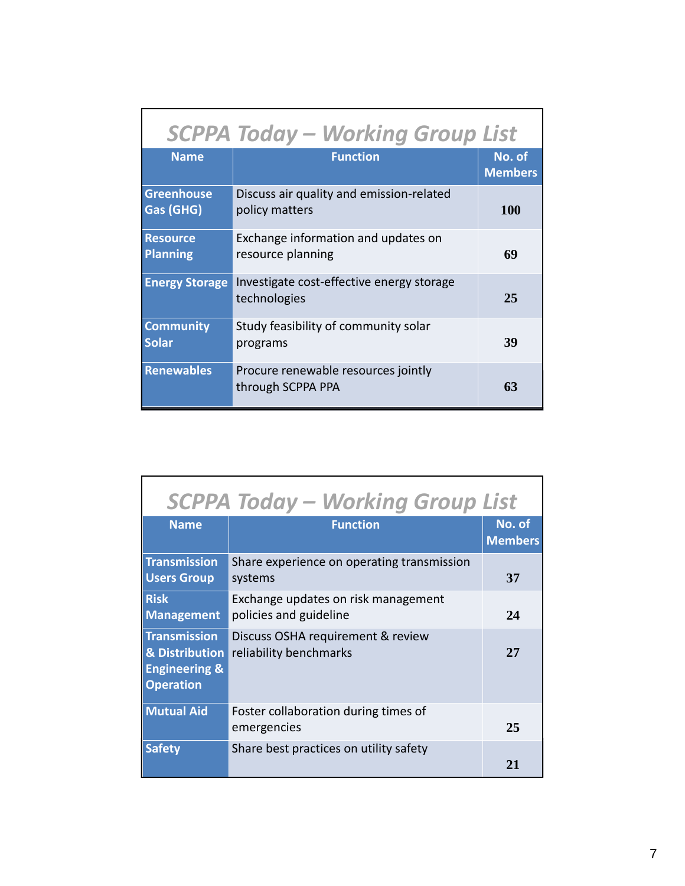## SCPPA Today – Working Group List

| Name | Function | No. of Members |
|---|---|---|
| Greenhouse Gas (GHG) | Discuss air quality and emission-related policy matters | 100 |
| Resource Planning | Exchange information and updates on resource planning | 69 |
| Energy Storage | Investigate cost-effective energy storage technologies | 25 |
| Community Solar | Study feasibility of community solar programs | 39 |
| Renewables | Procure renewable resources jointly through SCPPA PPA | 63 |

## SCPPA Today – Working Group List

| Name | Function | No. of Members |
|---|---|---|
| Transmission Users Group | Share experience on operating transmission systems | 37 |
| Risk Management | Exchange updates on risk management policies and guideline | 24 |
| Transmission & Distribution Engineering & Operation | Discuss OSHA requirement & review reliability benchmarks | 27 |
| Mutual Aid | Foster collaboration during times of emergencies | 25 |
| Safety | Share best practices on utility safety | 21 |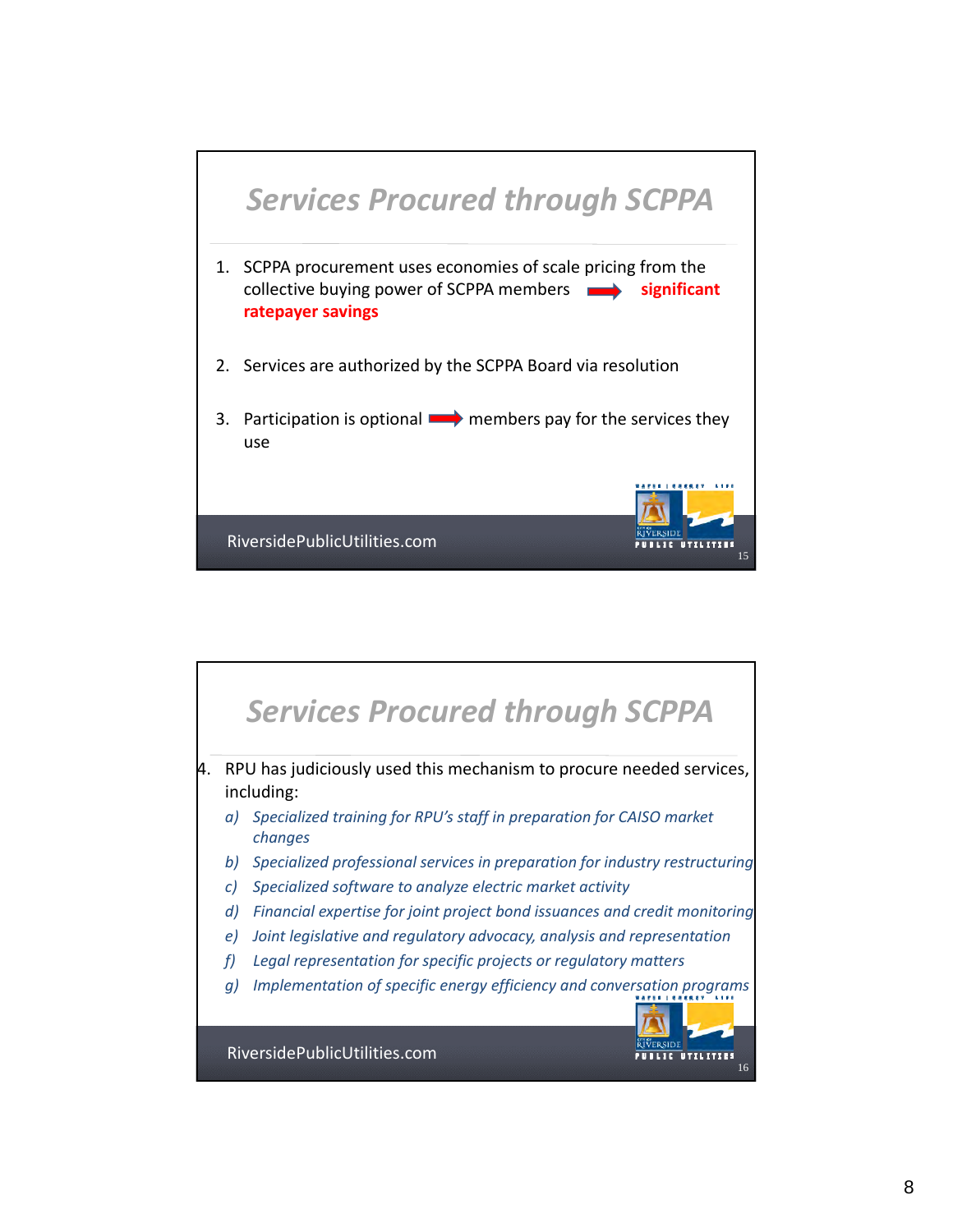## Services Procured through SCPPA

1. SCPPA procurement uses economies of scale pricing from the collective buying power of SCPPA members → **significant ratepayer savings**

2. Services are authorized by the SCPPA Board via resolution

3. Participation is optional → members pay for the services they use

RiversidePublicUtilities.com

## Services Procured through SCPPA

4. RPU has judiciously used this mechanism to procure needed services, including:
   a) *Specialized training for RPU's staff in preparation for CAISO market changes*
   b) *Specialized professional services in preparation for industry restructuring*
   c) *Specialized software to analyze electric market activity*
   d) *Financial expertise for joint project bond issuances and credit monitoring*
   e) *Joint legislative and regulatory advocacy, analysis and representation*
   f) *Legal representation for specific projects or regulatory matters*
   g) *Implementation of specific energy efficiency and conversation programs*

RiversidePublicUtilities.com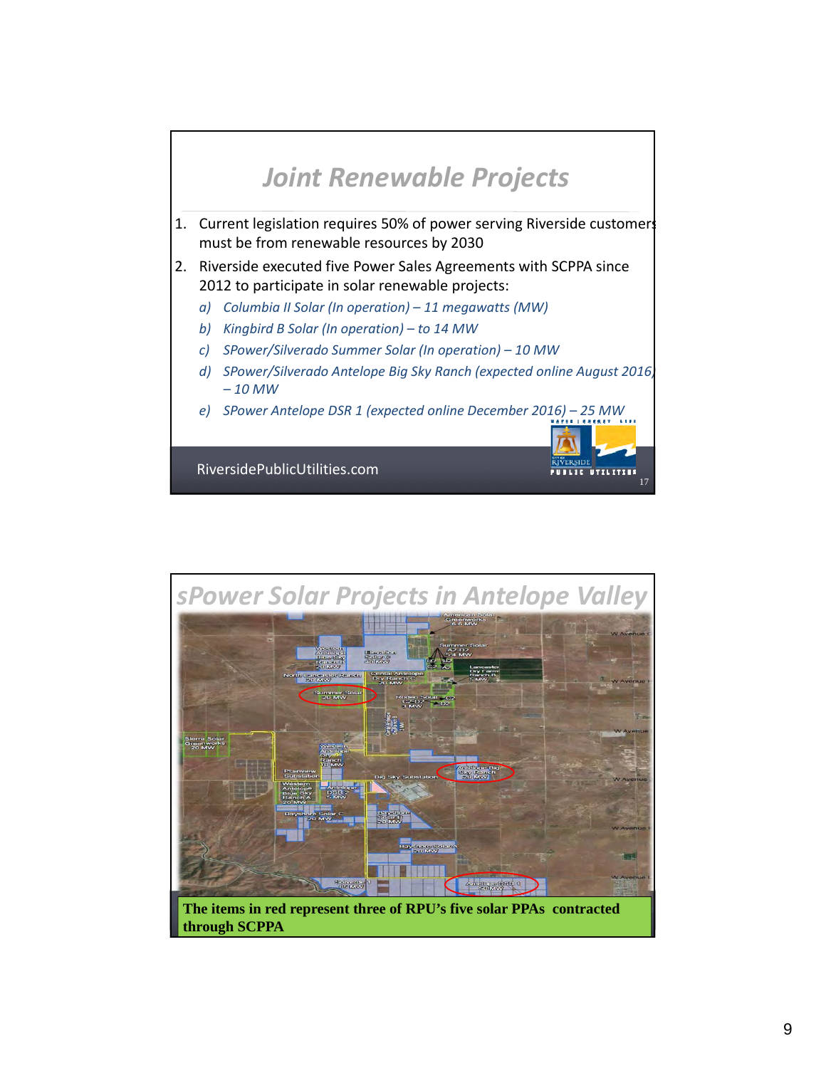# Joint Renewable Projects

1. Current legislation requires 50% of power serving Riverside customers must be from renewable resources by 2030
2. Riverside executed five Power Sales Agreements with SCPPA since 2012 to participate in solar renewable projects:
   a) *Columbia II Solar (In operation) – 11 megawatts (MW)*
   b) *Kingbird B Solar (In operation) – to 14 MW*
   c) *SPower/Silverado Summer Solar (In operation) – 10 MW*
   d) *SPower/Silverado Antelope Big Sky Ranch (expected online August 2016) – 10 MW*
   e) *SPower Antelope DSR 1 (expected online December 2016) – 25 MW*

RiversidePublicUtilities.com

# sPower Solar Projects in Antelope Valley

**The items in red represent three of RPU's five solar PPAs contracted through SCPPA**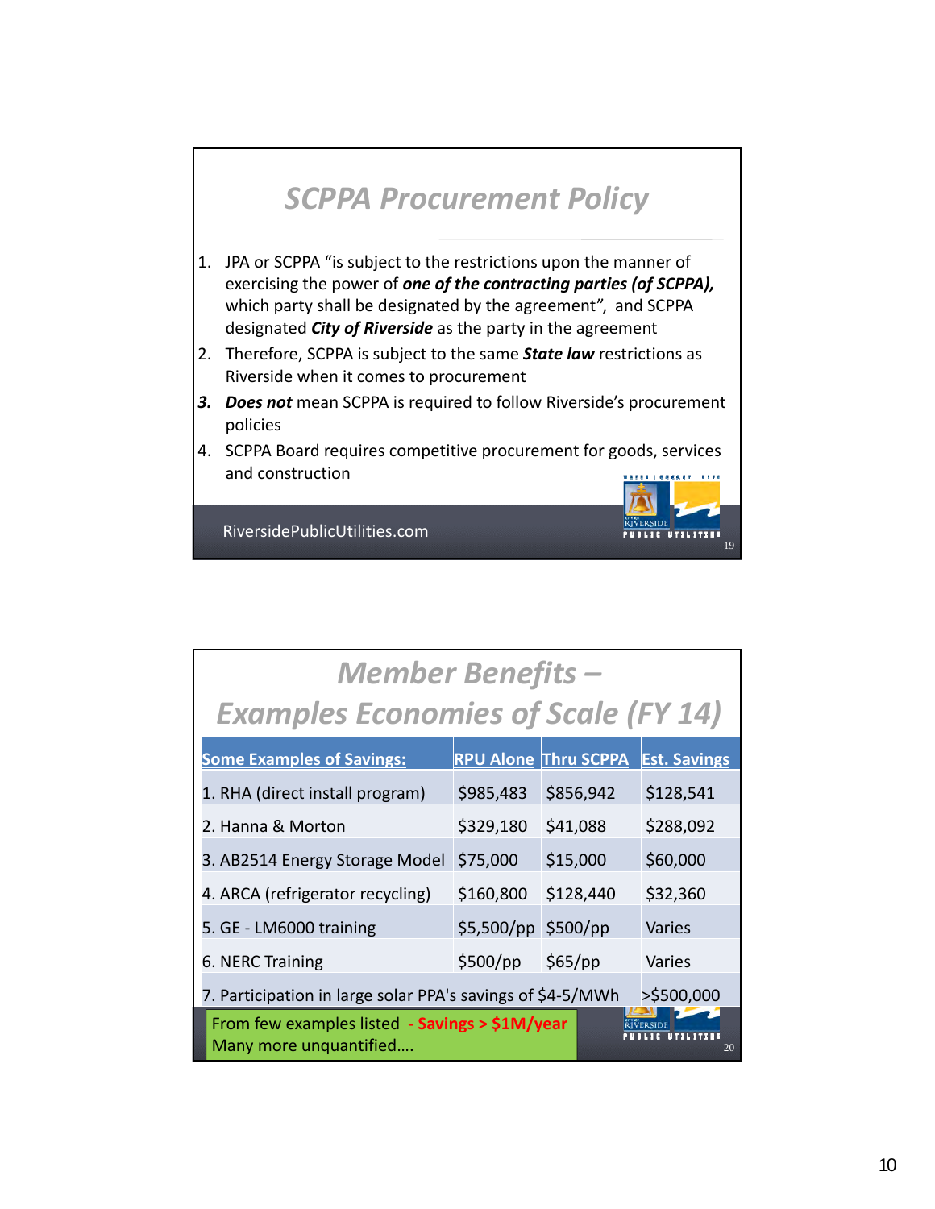## SCPPA Procurement Policy

1. JPA or SCPPA "is subject to the restrictions upon the manner of exercising the power of ***one of the contracting parties (of SCPPA),*** which party shall be designated by the agreement", and SCPPA designated ***City of Riverside*** as the party in the agreement
2. Therefore, SCPPA is subject to the same ***State law*** restrictions as Riverside when it comes to procurement
3. ***Does not*** mean SCPPA is required to follow Riverside's procurement policies
4. SCPPA Board requires competitive procurement for goods, services and construction

RiversidePublicUtilities.com

## Member Benefits – Examples Economies of Scale (FY 14)

| Some Examples of Savings: | RPU Alone | Thru SCPPA | Est. Savings |
|---|---|---|---|
| 1. RHA (direct install program) | $985,483 | $856,942 | $128,541 |
| 2. Hanna & Morton | $329,180 | $41,088 | $288,092 |
| 3. AB2514 Energy Storage Model | $75,000 | $15,000 | $60,000 |
| 4. ARCA (refrigerator recycling) | $160,800 | $128,440 | $32,360 |
| 5. GE - LM6000 training | $5,500/pp | $500/pp | Varies |
| 6. NERC Training | $500/pp | $65/pp | Varies |
| 7. Participation in large solar PPA's savings of $4-5/MWh | | | >$500,000 |

From few examples listed **- Savings > $1M/year**
Many more unquantified....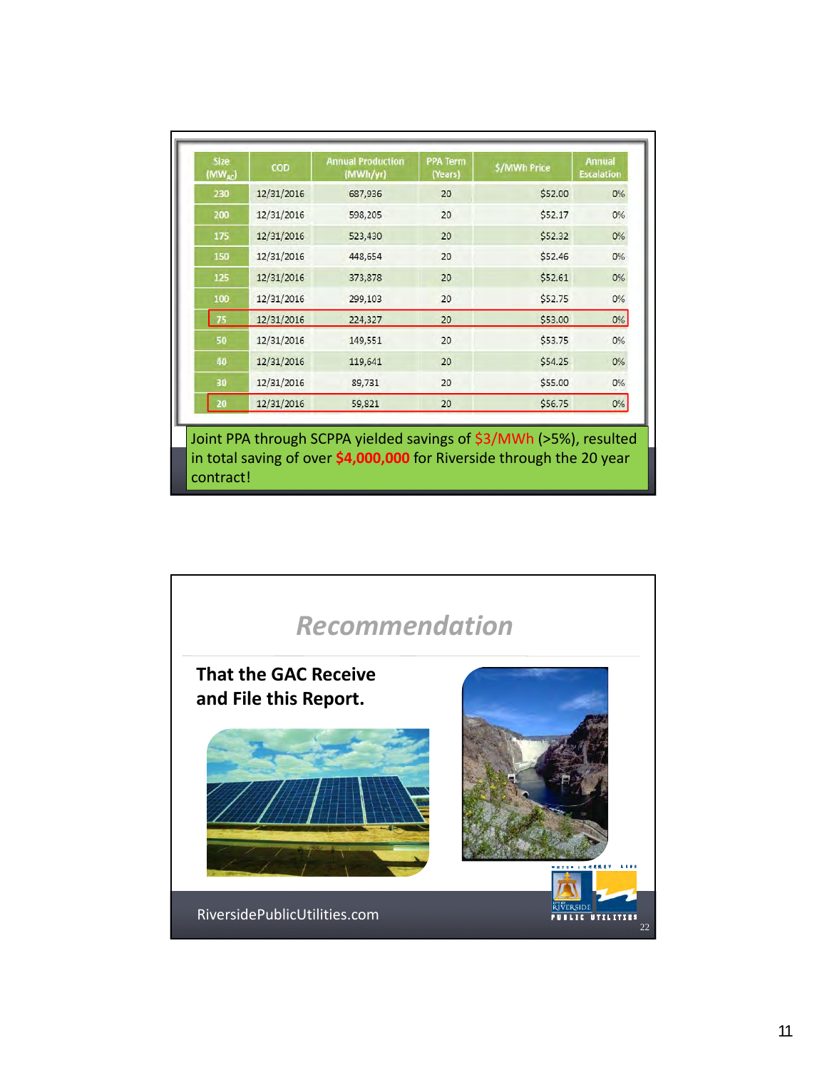| Size (MW$_{AC}$) | COD | Annual Production (MWh/yr) | PPA Term (Years) | $/MWh Price | Annual Escalation |
|---|---|---|---|---|---|
| 230 | 12/31/2016 | 687,936 | 20 | $52.00 | 0% |
| 200 | 12/31/2016 | 598,205 | 20 | $52.17 | 0% |
| 175 | 12/31/2016 | 523,430 | 20 | $52.32 | 0% |
| 150 | 12/31/2016 | 448,654 | 20 | $52.46 | 0% |
| 125 | 12/31/2016 | 373,878 | 20 | $52.61 | 0% |
| 100 | 12/31/2016 | 299,103 | 20 | $52.75 | 0% |
| 75 | 12/31/2016 | 224,327 | 20 | $53.00 | 0% |
| 50 | 12/31/2016 | 149,551 | 20 | $53.75 | 0% |
| 40 | 12/31/2016 | 119,641 | 20 | $54.25 | 0% |
| 30 | 12/31/2016 | 89,731 | 20 | $55.00 | 0% |
| 20 | 12/31/2016 | 59,821 | 20 | $56.75 | 0% |

Joint PPA through SCPPA yielded savings of $3/MWh (>5%), resulted in total saving of over **$4,000,000** for Riverside through the 20 year contract!

## *Recommendation*

**That the GAC Receive and File this Report.**

RiversidePublicUtilities.com